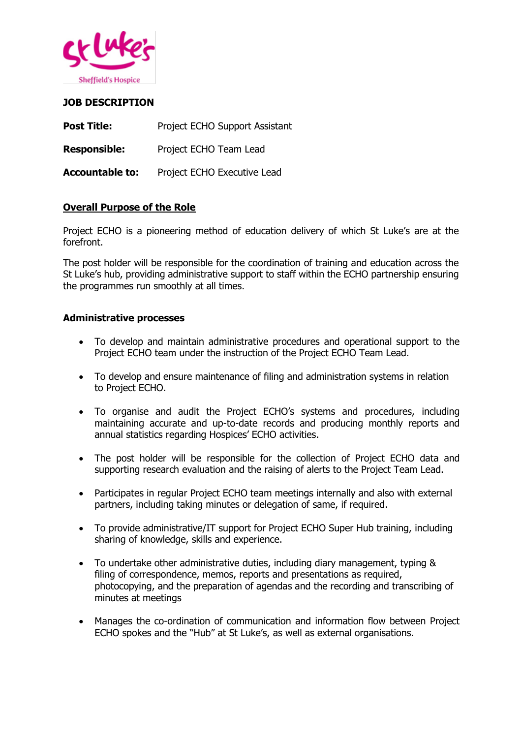St Luke's Sheffield's Hospice

**JOB DESCRIPTION**

**Post Title:** Project ECHO Support Assistant

**Responsible:** Project ECHO Team Lead

**Accountable to:** Project ECHO Executive Lead

## Overall Purpose of the Role

Project ECHO is a pioneering method of education delivery of which St Luke's are at the forefront.

The post holder will be responsible for the coordination of training and education across the St Luke's hub, providing administrative support to staff within the ECHO partnership ensuring the programmes run smoothly at all times.

### Administrative processes

- To develop and maintain administrative procedures and operational support to the Project ECHO team under the instruction of the Project ECHO Team Lead.
- To develop and ensure maintenance of filing and administration systems in relation to Project ECHO.
- To organise and audit the Project ECHO's systems and procedures, including maintaining accurate and up-to-date records and producing monthly reports and annual statistics regarding Hospices' ECHO activities.
- The post holder will be responsible for the collection of Project ECHO data and supporting research evaluation and the raising of alerts to the Project Team Lead.
- Participates in regular Project ECHO team meetings internally and also with external partners, including taking minutes or delegation of same, if required.
- To provide administrative/IT support for Project ECHO Super Hub training, including sharing of knowledge, skills and experience.
- To undertake other administrative duties, including diary management, typing & filing of correspondence, memos, reports and presentations as required, photocopying, and the preparation of agendas and the recording and transcribing of minutes at meetings
- Manages the co-ordination of communication and information flow between Project ECHO spokes and the "Hub" at St Luke's, as well as external organisations.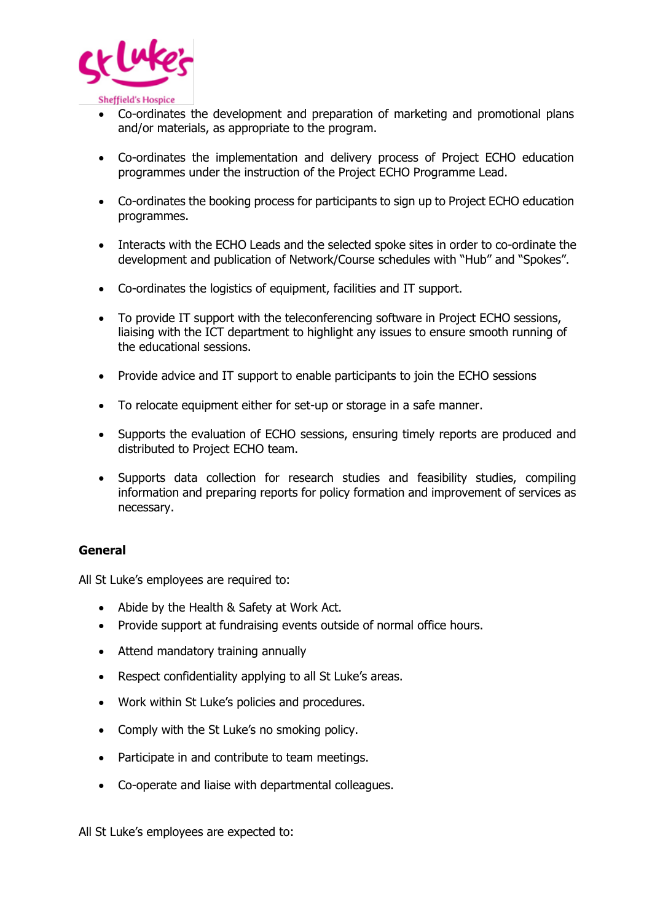- Co-ordinates the development and preparation of marketing and promotional plans and/or materials, as appropriate to the program.

- Co-ordinates the implementation and delivery process of Project ECHO education programmes under the instruction of the Project ECHO Programme Lead.

- Co-ordinates the booking process for participants to sign up to Project ECHO education programmes.

- Interacts with the ECHO Leads and the selected spoke sites in order to co-ordinate the development and publication of Network/Course schedules with "Hub" and "Spokes".

- Co-ordinates the logistics of equipment, facilities and IT support.

- To provide IT support with the teleconferencing software in Project ECHO sessions, liaising with the ICT department to highlight any issues to ensure smooth running of the educational sessions.

- Provide advice and IT support to enable participants to join the ECHO sessions

- To relocate equipment either for set-up or storage in a safe manner.

- Supports the evaluation of ECHO sessions, ensuring timely reports are produced and distributed to Project ECHO team.

- Supports data collection for research studies and feasibility studies, compiling information and preparing reports for policy formation and improvement of services as necessary.

**General**

All St Luke's employees are required to:

- Abide by the Health & Safety at Work Act.
- Provide support at fundraising events outside of normal office hours.
- Attend mandatory training annually
- Respect confidentiality applying to all St Luke's areas.
- Work within St Luke's policies and procedures.
- Comply with the St Luke's no smoking policy.
- Participate in and contribute to team meetings.
- Co-operate and liaise with departmental colleagues.

All St Luke's employees are expected to: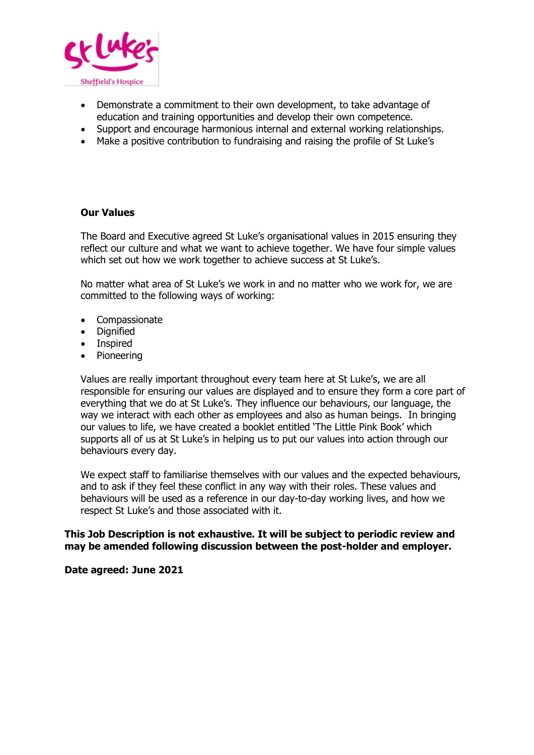- Demonstrate a commitment to their own development, to take advantage of education and training opportunities and develop their own competence.
- Support and encourage harmonious internal and external working relationships.
- Make a positive contribution to fundraising and raising the profile of St Luke's

**Our Values**

The Board and Executive agreed St Luke's organisational values in 2015 ensuring they reflect our culture and what we want to achieve together. We have four simple values which set out how we work together to achieve success at St Luke's.

No matter what area of St Luke's we work in and no matter who we work for, we are committed to the following ways of working:

- Compassionate
- Dignified
- Inspired
- Pioneering

Values are really important throughout every team here at St Luke's, we are all responsible for ensuring our values are displayed and to ensure they form a core part of everything that we do at St Luke's. They influence our behaviours, our language, the way we interact with each other as employees and also as human beings. In bringing our values to life, we have created a booklet entitled 'The Little Pink Book' which supports all of us at St Luke's in helping us to put our values into action through our behaviours every day.

We expect staff to familiarise themselves with our values and the expected behaviours, and to ask if they feel these conflict in any way with their roles. These values and behaviours will be used as a reference in our day-to-day working lives, and how we respect St Luke's and those associated with it.

**This Job Description is not exhaustive. It will be subject to periodic review and may be amended following discussion between the post-holder and employer.**

**Date agreed: June 2021**